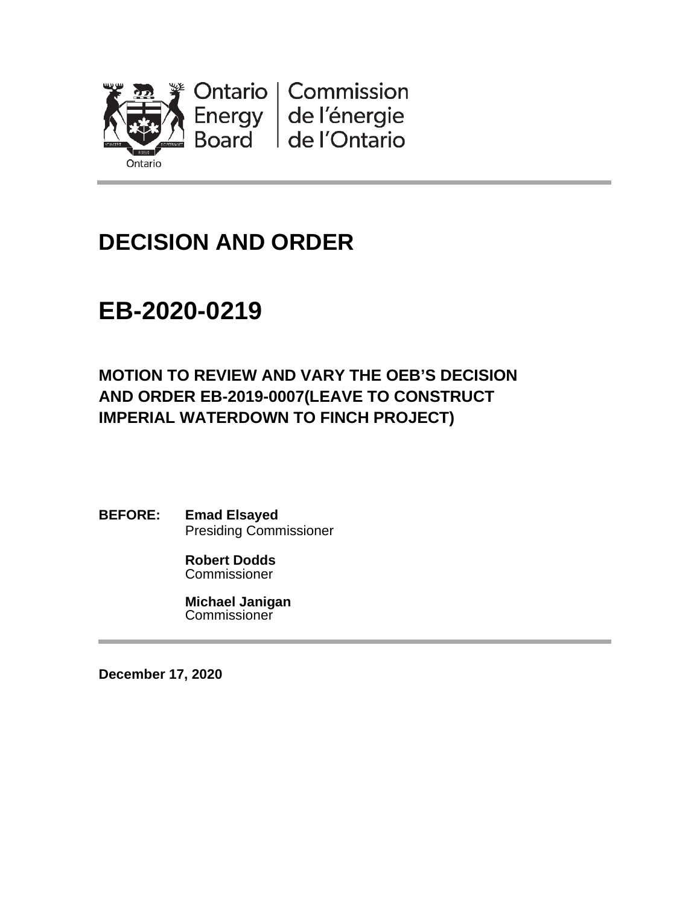Ontario Energy Board | Commission de l'énergie de l'Ontario

# DECISION AND ORDER

# EB-2020-0219

## MOTION TO REVIEW AND VARY THE OEB'S DECISION AND ORDER EB-2019-0007(LEAVE TO CONSTRUCT IMPERIAL WATERDOWN TO FINCH PROJECT)

**BEFORE:** **Emad Elsayed**
Presiding Commissioner

**Robert Dodds**
Commissioner

**Michael Janigan**
Commissioner

**December 17, 2020**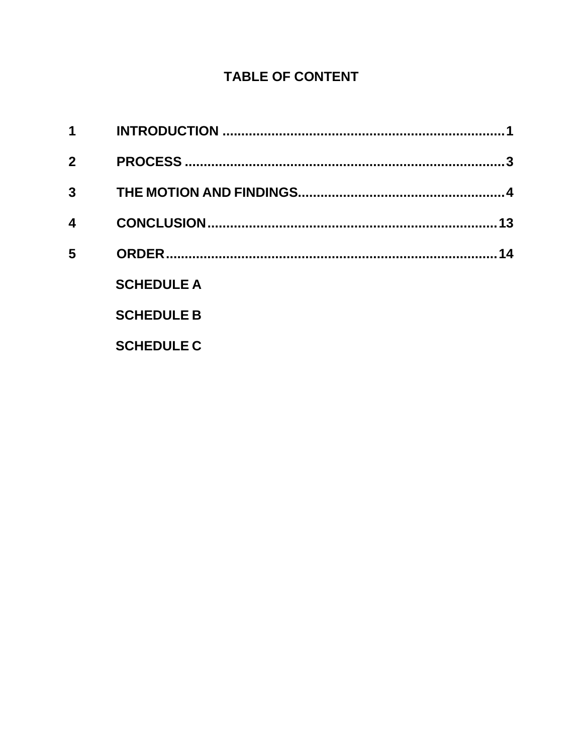## TABLE OF CONTENT

| | | |
|---|---|---|
| **1** | **INTRODUCTION** | **1** |
| **2** | **PROCESS** | **3** |
| **3** | **THE MOTION AND FINDINGS** | **4** |
| **4** | **CONCLUSION** | **13** |
| **5** | **ORDER** | **14** |
| | **SCHEDULE A** | |
| | **SCHEDULE B** | |
| | **SCHEDULE C** | |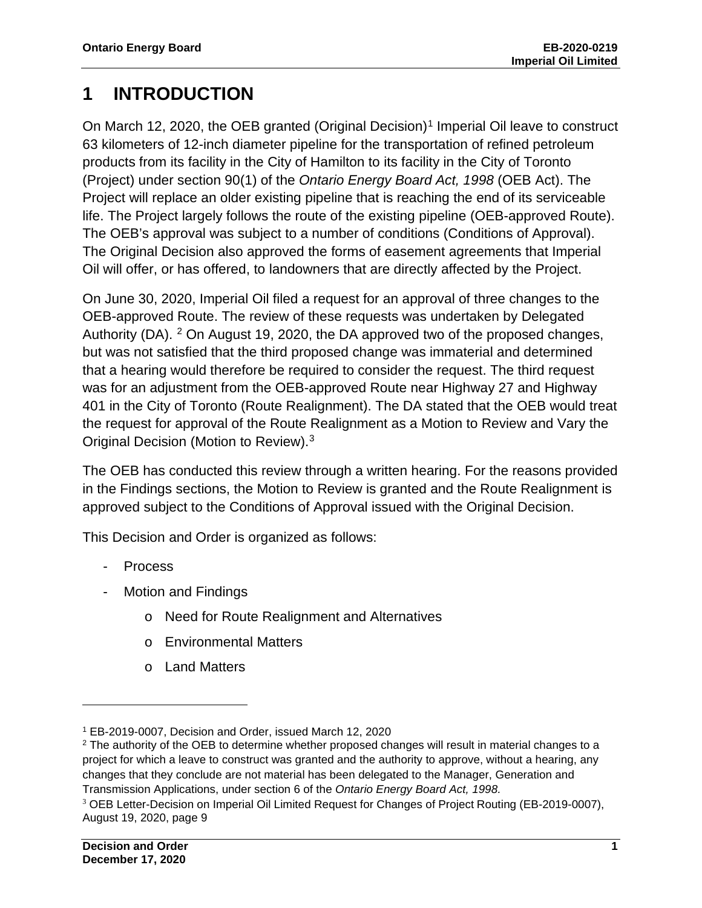# 1 INTRODUCTION

On March 12, 2020, the OEB granted (Original Decision)[1] Imperial Oil leave to construct 63 kilometers of 12-inch diameter pipeline for the transportation of refined petroleum products from its facility in the City of Hamilton to its facility in the City of Toronto (Project) under section 90(1) of the *Ontario Energy Board Act, 1998* (OEB Act). The Project will replace an older existing pipeline that is reaching the end of its serviceable life. The Project largely follows the route of the existing pipeline (OEB-approved Route). The OEB's approval was subject to a number of conditions (Conditions of Approval). The Original Decision also approved the forms of easement agreements that Imperial Oil will offer, or has offered, to landowners that are directly affected by the Project.

On June 30, 2020, Imperial Oil filed a request for an approval of three changes to the OEB-approved Route. The review of these requests was undertaken by Delegated Authority (DA). [2] On August 19, 2020, the DA approved two of the proposed changes, but was not satisfied that the third proposed change was immaterial and determined that a hearing would therefore be required to consider the request. The third request was for an adjustment from the OEB-approved Route near Highway 27 and Highway 401 in the City of Toronto (Route Realignment). The DA stated that the OEB would treat the request for approval of the Route Realignment as a Motion to Review and Vary the Original Decision (Motion to Review).[3]

The OEB has conducted this review through a written hearing. For the reasons provided in the Findings sections, the Motion to Review is granted and the Route Realignment is approved subject to the Conditions of Approval issued with the Original Decision.

This Decision and Order is organized as follows:

- Process
- Motion and Findings
    - Need for Route Realignment and Alternatives
    - Environmental Matters
    - Land Matters

---

[1] EB-2019-0007, Decision and Order, issued March 12, 2020

[2] The authority of the OEB to determine whether proposed changes will result in material changes to a project for which a leave to construct was granted and the authority to approve, without a hearing, any changes that they conclude are not material has been delegated to the Manager, Generation and Transmission Applications, under section 6 of the *Ontario Energy Board Act, 1998.*

[3] OEB Letter-Decision on Imperial Oil Limited Request for Changes of Project Routing (EB-2019-0007), August 19, 2020, page 9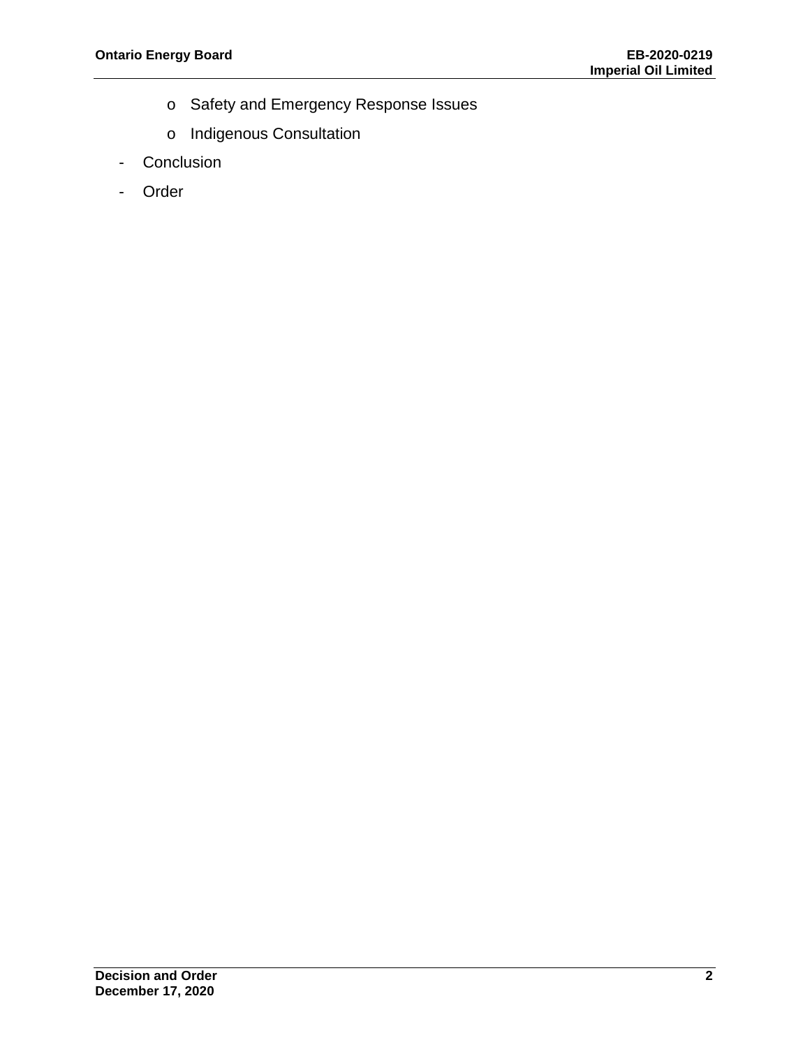- Safety and Emergency Response Issues
    - Indigenous Consultation
- Conclusion
- Order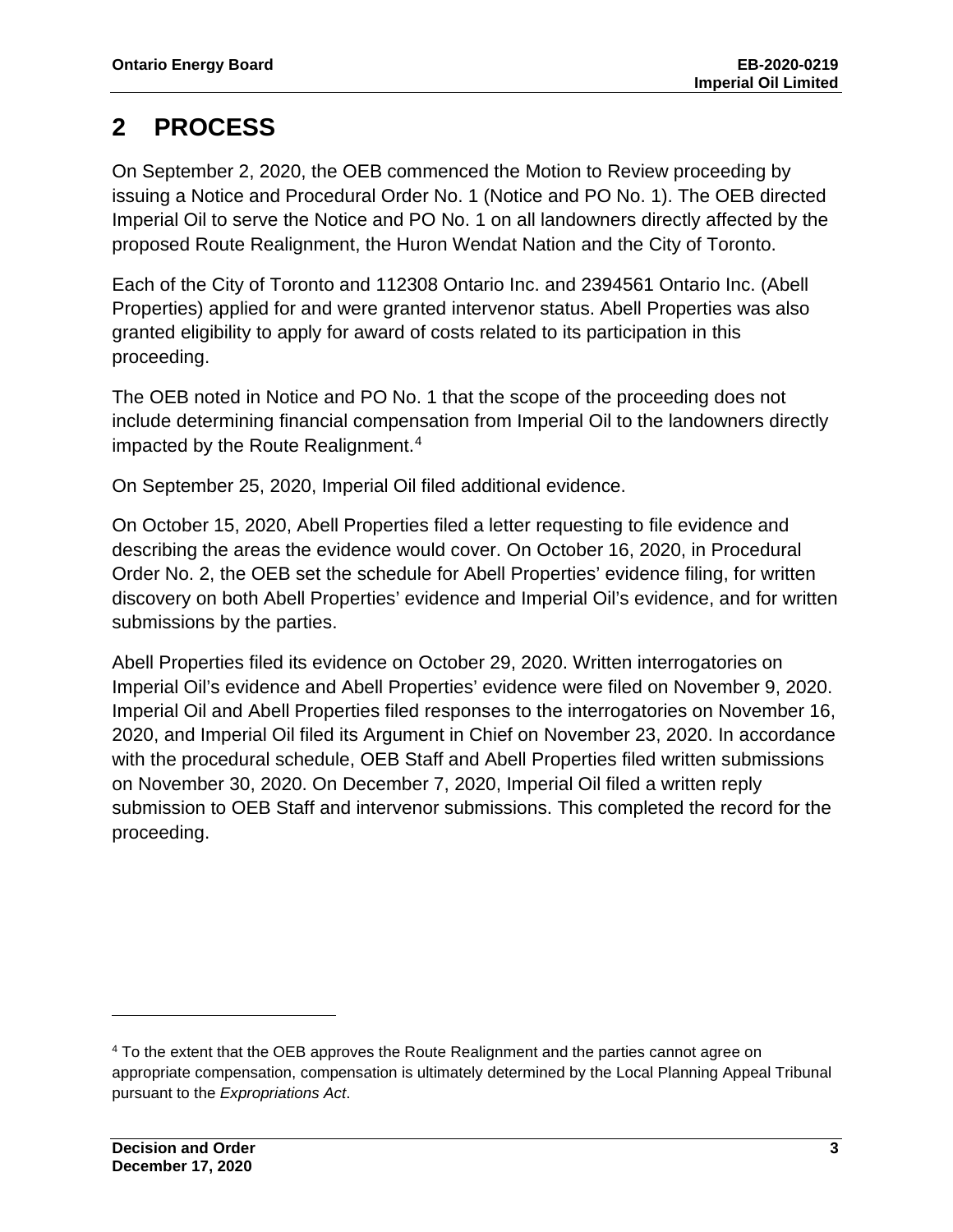# 2 PROCESS

On September 2, 2020, the OEB commenced the Motion to Review proceeding by issuing a Notice and Procedural Order No. 1 (Notice and PO No. 1). The OEB directed Imperial Oil to serve the Notice and PO No. 1 on all landowners directly affected by the proposed Route Realignment, the Huron Wendat Nation and the City of Toronto.

Each of the City of Toronto and 112308 Ontario Inc. and 2394561 Ontario Inc. (Abell Properties) applied for and were granted intervenor status. Abell Properties was also granted eligibility to apply for award of costs related to its participation in this proceeding.

The OEB noted in Notice and PO No. 1 that the scope of the proceeding does not include determining financial compensation from Imperial Oil to the landowners directly impacted by the Route Realignment.[4]

On September 25, 2020, Imperial Oil filed additional evidence.

On October 15, 2020, Abell Properties filed a letter requesting to file evidence and describing the areas the evidence would cover. On October 16, 2020, in Procedural Order No. 2, the OEB set the schedule for Abell Properties' evidence filing, for written discovery on both Abell Properties' evidence and Imperial Oil's evidence, and for written submissions by the parties.

Abell Properties filed its evidence on October 29, 2020. Written interrogatories on Imperial Oil's evidence and Abell Properties' evidence were filed on November 9, 2020. Imperial Oil and Abell Properties filed responses to the interrogatories on November 16, 2020, and Imperial Oil filed its Argument in Chief on November 23, 2020. In accordance with the procedural schedule, OEB Staff and Abell Properties filed written submissions on November 30, 2020. On December 7, 2020, Imperial Oil filed a written reply submission to OEB Staff and intervenor submissions. This completed the record for the proceeding.

[4] To the extent that the OEB approves the Route Realignment and the parties cannot agree on appropriate compensation, compensation is ultimately determined by the Local Planning Appeal Tribunal pursuant to the *Expropriations Act*.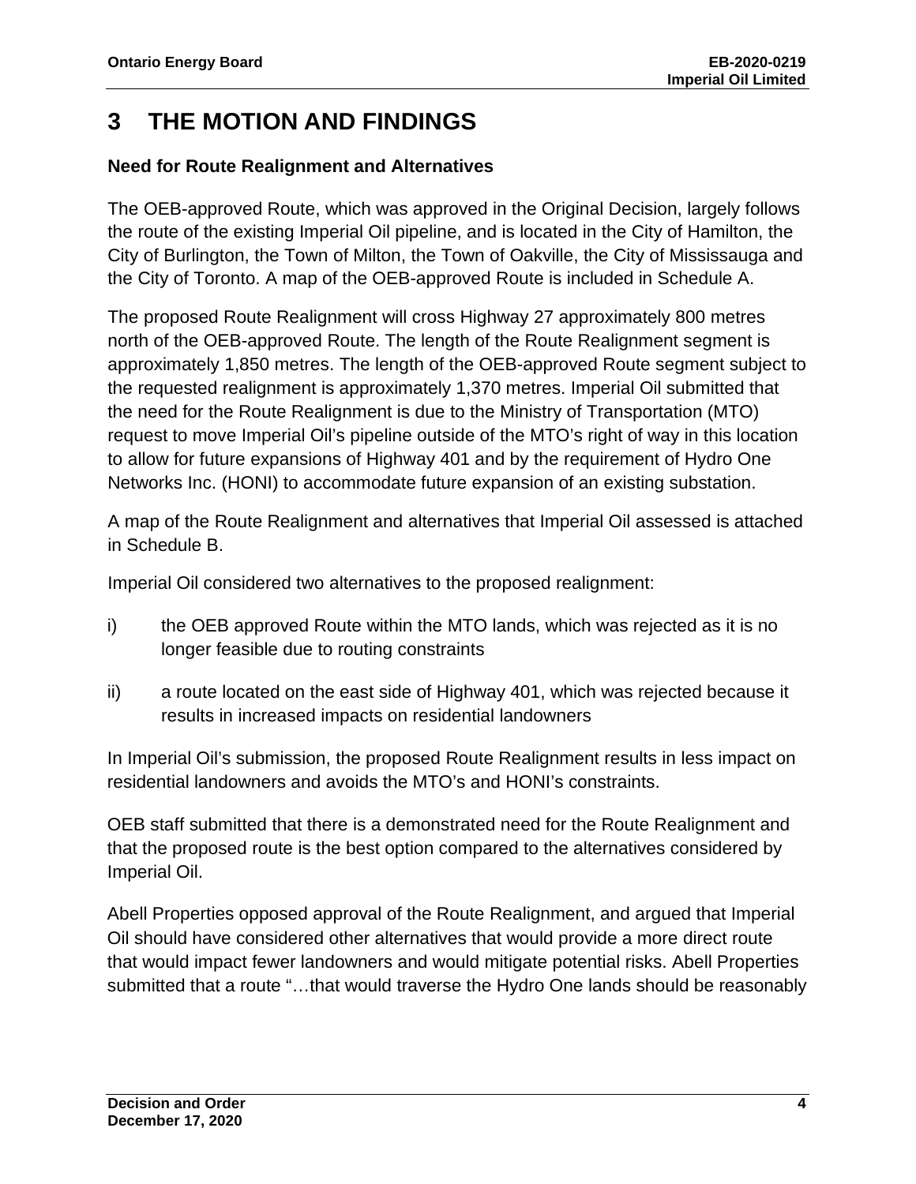# 3 THE MOTION AND FINDINGS

### Need for Route Realignment and Alternatives

The OEB-approved Route, which was approved in the Original Decision, largely follows the route of the existing Imperial Oil pipeline, and is located in the City of Hamilton, the City of Burlington, the Town of Milton, the Town of Oakville, the City of Mississauga and the City of Toronto. A map of the OEB-approved Route is included in Schedule A.

The proposed Route Realignment will cross Highway 27 approximately 800 metres north of the OEB-approved Route. The length of the Route Realignment segment is approximately 1,850 metres. The length of the OEB-approved Route segment subject to the requested realignment is approximately 1,370 metres. Imperial Oil submitted that the need for the Route Realignment is due to the Ministry of Transportation (MTO) request to move Imperial Oil's pipeline outside of the MTO's right of way in this location to allow for future expansions of Highway 401 and by the requirement of Hydro One Networks Inc. (HONI) to accommodate future expansion of an existing substation.

A map of the Route Realignment and alternatives that Imperial Oil assessed is attached in Schedule B.

Imperial Oil considered two alternatives to the proposed realignment:

i) the OEB approved Route within the MTO lands, which was rejected as it is no longer feasible due to routing constraints

ii) a route located on the east side of Highway 401, which was rejected because it results in increased impacts on residential landowners

In Imperial Oil's submission, the proposed Route Realignment results in less impact on residential landowners and avoids the MTO's and HONI's constraints.

OEB staff submitted that there is a demonstrated need for the Route Realignment and that the proposed route is the best option compared to the alternatives considered by Imperial Oil.

Abell Properties opposed approval of the Route Realignment, and argued that Imperial Oil should have considered other alternatives that would provide a more direct route that would impact fewer landowners and would mitigate potential risks. Abell Properties submitted that a route "…that would traverse the Hydro One lands should be reasonably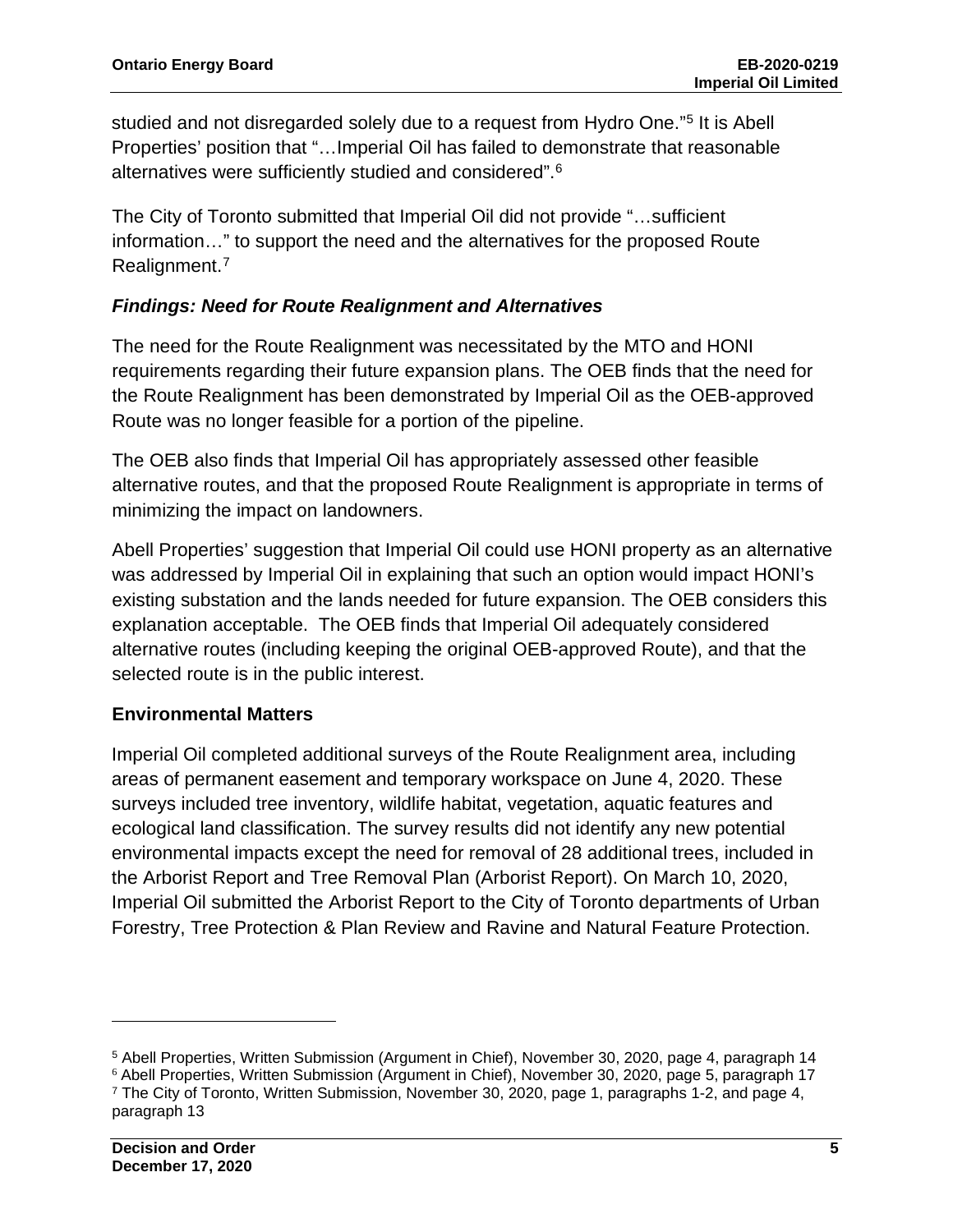studied and not disregarded solely due to a request from Hydro One."[5] It is Abell Properties' position that "…Imperial Oil has failed to demonstrate that reasonable alternatives were sufficiently studied and considered".[6]

The City of Toronto submitted that Imperial Oil did not provide "…sufficient information…" to support the need and the alternatives for the proposed Route Realignment.[7]

### *Findings: Need for Route Realignment and Alternatives*

The need for the Route Realignment was necessitated by the MTO and HONI requirements regarding their future expansion plans. The OEB finds that the need for the Route Realignment has been demonstrated by Imperial Oil as the OEB-approved Route was no longer feasible for a portion of the pipeline.

The OEB also finds that Imperial Oil has appropriately assessed other feasible alternative routes, and that the proposed Route Realignment is appropriate in terms of minimizing the impact on landowners.

Abell Properties' suggestion that Imperial Oil could use HONI property as an alternative was addressed by Imperial Oil in explaining that such an option would impact HONI's existing substation and the lands needed for future expansion. The OEB considers this explanation acceptable. The OEB finds that Imperial Oil adequately considered alternative routes (including keeping the original OEB-approved Route), and that the selected route is in the public interest.

## Environmental Matters

Imperial Oil completed additional surveys of the Route Realignment area, including areas of permanent easement and temporary workspace on June 4, 2020. These surveys included tree inventory, wildlife habitat, vegetation, aquatic features and ecological land classification. The survey results did not identify any new potential environmental impacts except the need for removal of 28 additional trees, included in the Arborist Report and Tree Removal Plan (Arborist Report). On March 10, 2020, Imperial Oil submitted the Arborist Report to the City of Toronto departments of Urban Forestry, Tree Protection & Plan Review and Ravine and Natural Feature Protection.

---

[5] Abell Properties, Written Submission (Argument in Chief), November 30, 2020, page 4, paragraph 14

[6] Abell Properties, Written Submission (Argument in Chief), November 30, 2020, page 5, paragraph 17

[7] The City of Toronto, Written Submission, November 30, 2020, page 1, paragraphs 1-2, and page 4, paragraph 13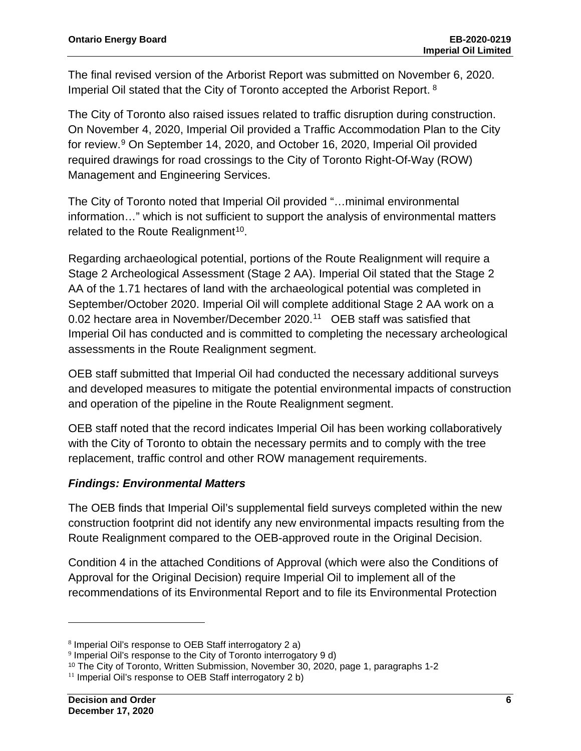The final revised version of the Arborist Report was submitted on November 6, 2020. Imperial Oil stated that the City of Toronto accepted the Arborist Report. [8]

The City of Toronto also raised issues related to traffic disruption during construction. On November 4, 2020, Imperial Oil provided a Traffic Accommodation Plan to the City for review.[9] On September 14, 2020, and October 16, 2020, Imperial Oil provided required drawings for road crossings to the City of Toronto Right-Of-Way (ROW) Management and Engineering Services.

The City of Toronto noted that Imperial Oil provided "…minimal environmental information…" which is not sufficient to support the analysis of environmental matters related to the Route Realignment[10].

Regarding archaeological potential, portions of the Route Realignment will require a Stage 2 Archeological Assessment (Stage 2 AA). Imperial Oil stated that the Stage 2 AA of the 1.71 hectares of land with the archaeological potential was completed in September/October 2020. Imperial Oil will complete additional Stage 2 AA work on a 0.02 hectare area in November/December 2020.[11] OEB staff was satisfied that Imperial Oil has conducted and is committed to completing the necessary archeological assessments in the Route Realignment segment.

OEB staff submitted that Imperial Oil had conducted the necessary additional surveys and developed measures to mitigate the potential environmental impacts of construction and operation of the pipeline in the Route Realignment segment.

OEB staff noted that the record indicates Imperial Oil has been working collaboratively with the City of Toronto to obtain the necessary permits and to comply with the tree replacement, traffic control and other ROW management requirements.

### *Findings: Environmental Matters*

The OEB finds that Imperial Oil's supplemental field surveys completed within the new construction footprint did not identify any new environmental impacts resulting from the Route Realignment compared to the OEB-approved route in the Original Decision.

Condition 4 in the attached Conditions of Approval (which were also the Conditions of Approval for the Original Decision) require Imperial Oil to implement all of the recommendations of its Environmental Report and to file its Environmental Protection

---

[8] Imperial Oil's response to OEB Staff interrogatory 2 a)

[9] Imperial Oil's response to the City of Toronto interrogatory 9 d)

[10] The City of Toronto, Written Submission, November 30, 2020, page 1, paragraphs 1-2

[11] Imperial Oil's response to OEB Staff interrogatory 2 b)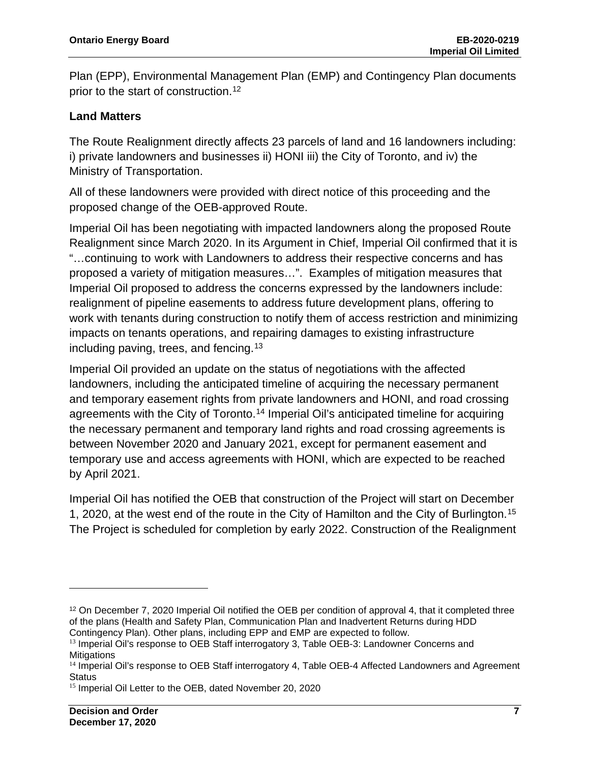Plan (EPP), Environmental Management Plan (EMP) and Contingency Plan documents prior to the start of construction.[12]

## Land Matters

The Route Realignment directly affects 23 parcels of land and 16 landowners including: i) private landowners and businesses ii) HONI iii) the City of Toronto, and iv) the Ministry of Transportation.

All of these landowners were provided with direct notice of this proceeding and the proposed change of the OEB-approved Route.

Imperial Oil has been negotiating with impacted landowners along the proposed Route Realignment since March 2020. In its Argument in Chief, Imperial Oil confirmed that it is "…continuing to work with Landowners to address their respective concerns and has proposed a variety of mitigation measures…". Examples of mitigation measures that Imperial Oil proposed to address the concerns expressed by the landowners include: realignment of pipeline easements to address future development plans, offering to work with tenants during construction to notify them of access restriction and minimizing impacts on tenants operations, and repairing damages to existing infrastructure including paving, trees, and fencing.[13]

Imperial Oil provided an update on the status of negotiations with the affected landowners, including the anticipated timeline of acquiring the necessary permanent and temporary easement rights from private landowners and HONI, and road crossing agreements with the City of Toronto.[14] Imperial Oil's anticipated timeline for acquiring the necessary permanent and temporary land rights and road crossing agreements is between November 2020 and January 2021, except for permanent easement and temporary use and access agreements with HONI, which are expected to be reached by April 2021.

Imperial Oil has notified the OEB that construction of the Project will start on December 1, 2020, at the west end of the route in the City of Hamilton and the City of Burlington.[15] The Project is scheduled for completion by early 2022. Construction of the Realignment

---

[12] On December 7, 2020 Imperial Oil notified the OEB per condition of approval 4, that it completed three of the plans (Health and Safety Plan, Communication Plan and Inadvertent Returns during HDD Contingency Plan). Other plans, including EPP and EMP are expected to follow.

[13] Imperial Oil's response to OEB Staff interrogatory 3, Table OEB-3: Landowner Concerns and Mitigations

[14] Imperial Oil's response to OEB Staff interrogatory 4, Table OEB-4 Affected Landowners and Agreement Status

[15] Imperial Oil Letter to the OEB, dated November 20, 2020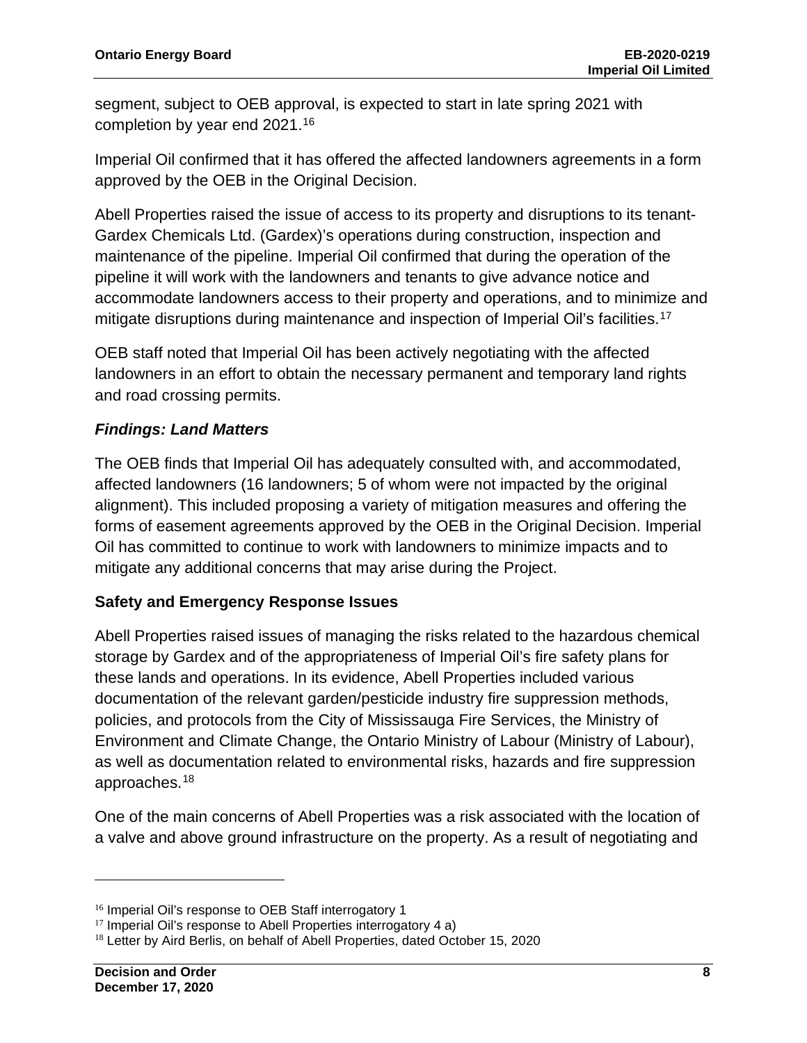segment, subject to OEB approval, is expected to start in late spring 2021 with completion by year end 2021.[16]

Imperial Oil confirmed that it has offered the affected landowners agreements in a form approved by the OEB in the Original Decision.

Abell Properties raised the issue of access to its property and disruptions to its tenant-Gardex Chemicals Ltd. (Gardex)'s operations during construction, inspection and maintenance of the pipeline. Imperial Oil confirmed that during the operation of the pipeline it will work with the landowners and tenants to give advance notice and accommodate landowners access to their property and operations, and to minimize and mitigate disruptions during maintenance and inspection of Imperial Oil's facilities.[17]

OEB staff noted that Imperial Oil has been actively negotiating with the affected landowners in an effort to obtain the necessary permanent and temporary land rights and road crossing permits.

***Findings: Land Matters***

The OEB finds that Imperial Oil has adequately consulted with, and accommodated, affected landowners (16 landowners; 5 of whom were not impacted by the original alignment). This included proposing a variety of mitigation measures and offering the forms of easement agreements approved by the OEB in the Original Decision. Imperial Oil has committed to continue to work with landowners to minimize impacts and to mitigate any additional concerns that may arise during the Project.

**Safety and Emergency Response Issues**

Abell Properties raised issues of managing the risks related to the hazardous chemical storage by Gardex and of the appropriateness of Imperial Oil's fire safety plans for these lands and operations. In its evidence, Abell Properties included various documentation of the relevant garden/pesticide industry fire suppression methods, policies, and protocols from the City of Mississauga Fire Services, the Ministry of Environment and Climate Change, the Ontario Ministry of Labour (Ministry of Labour), as well as documentation related to environmental risks, hazards and fire suppression approaches.[18]

One of the main concerns of Abell Properties was a risk associated with the location of a valve and above ground infrastructure on the property. As a result of negotiating and

---

[16] Imperial Oil's response to OEB Staff interrogatory 1

[17] Imperial Oil's response to Abell Properties interrogatory 4 a)

[18] Letter by Aird Berlis, on behalf of Abell Properties, dated October 15, 2020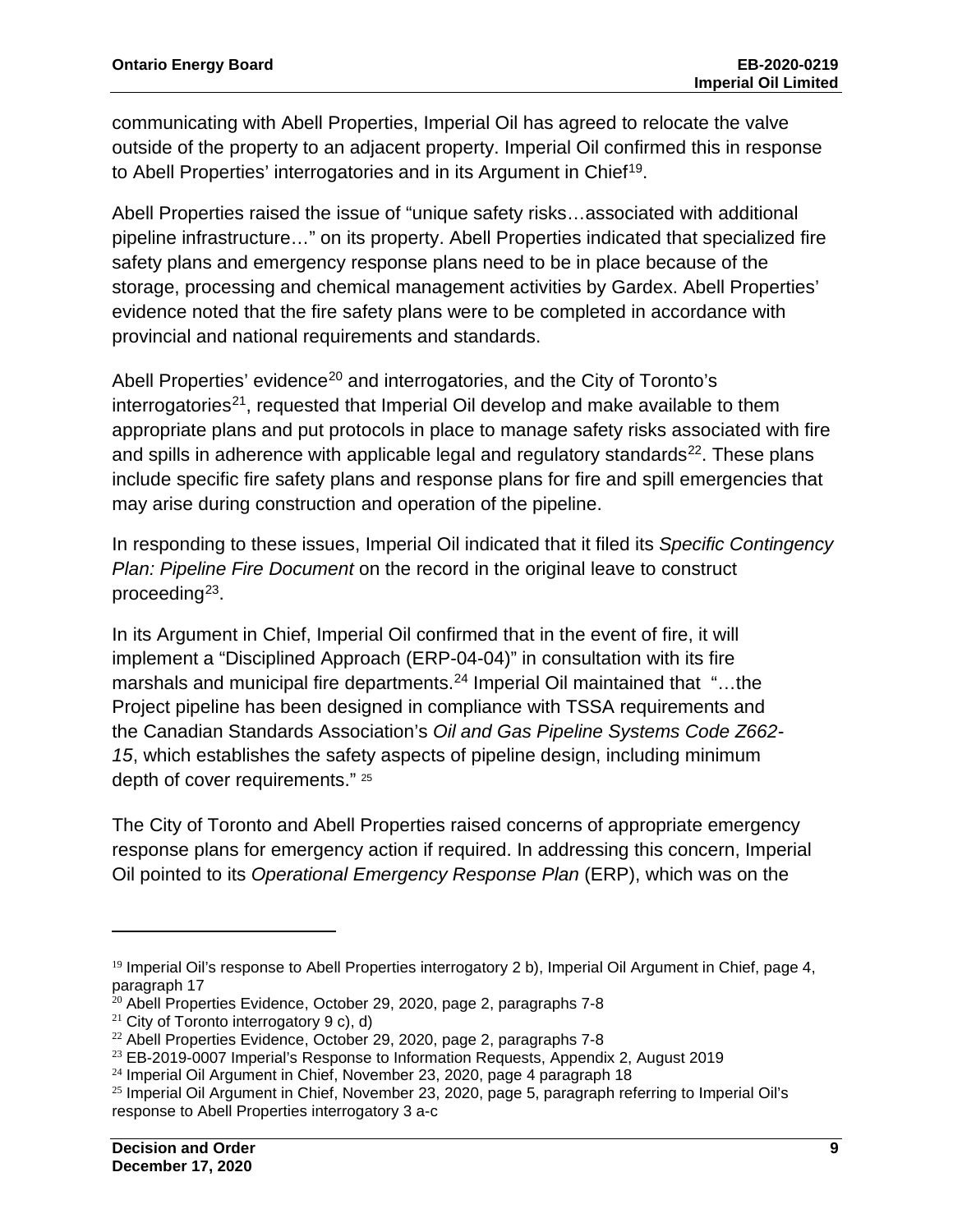communicating with Abell Properties, Imperial Oil has agreed to relocate the valve outside of the property to an adjacent property. Imperial Oil confirmed this in response to Abell Properties' interrogatories and in its Argument in Chief[19].

Abell Properties raised the issue of "unique safety risks…associated with additional pipeline infrastructure…" on its property. Abell Properties indicated that specialized fire safety plans and emergency response plans need to be in place because of the storage, processing and chemical management activities by Gardex. Abell Properties' evidence noted that the fire safety plans were to be completed in accordance with provincial and national requirements and standards.

Abell Properties' evidence[20] and interrogatories, and the City of Toronto's interrogatories[21], requested that Imperial Oil develop and make available to them appropriate plans and put protocols in place to manage safety risks associated with fire and spills in adherence with applicable legal and regulatory standards[22]. These plans include specific fire safety plans and response plans for fire and spill emergencies that may arise during construction and operation of the pipeline.

In responding to these issues, Imperial Oil indicated that it filed its *Specific Contingency Plan: Pipeline Fire Document* on the record in the original leave to construct proceeding[23].

In its Argument in Chief, Imperial Oil confirmed that in the event of fire, it will implement a "Disciplined Approach (ERP-04-04)" in consultation with its fire marshals and municipal fire departments.[24] Imperial Oil maintained that "…the Project pipeline has been designed in compliance with TSSA requirements and the Canadian Standards Association's *Oil and Gas Pipeline Systems Code Z662-15*, which establishes the safety aspects of pipeline design, including minimum depth of cover requirements." [25]

The City of Toronto and Abell Properties raised concerns of appropriate emergency response plans for emergency action if required. In addressing this concern, Imperial Oil pointed to its *Operational Emergency Response Plan* (ERP), which was on the

---

[19] Imperial Oil's response to Abell Properties interrogatory 2 b), Imperial Oil Argument in Chief, page 4, paragraph 17

[20] Abell Properties Evidence, October 29, 2020, page 2, paragraphs 7-8

[21] City of Toronto interrogatory 9 c), d)

[22] Abell Properties Evidence, October 29, 2020, page 2, paragraphs 7-8

[23] EB-2019-0007 Imperial's Response to Information Requests, Appendix 2, August 2019

[24] Imperial Oil Argument in Chief, November 23, 2020, page 4 paragraph 18

[25] Imperial Oil Argument in Chief, November 23, 2020, page 5, paragraph referring to Imperial Oil's response to Abell Properties interrogatory 3 a-c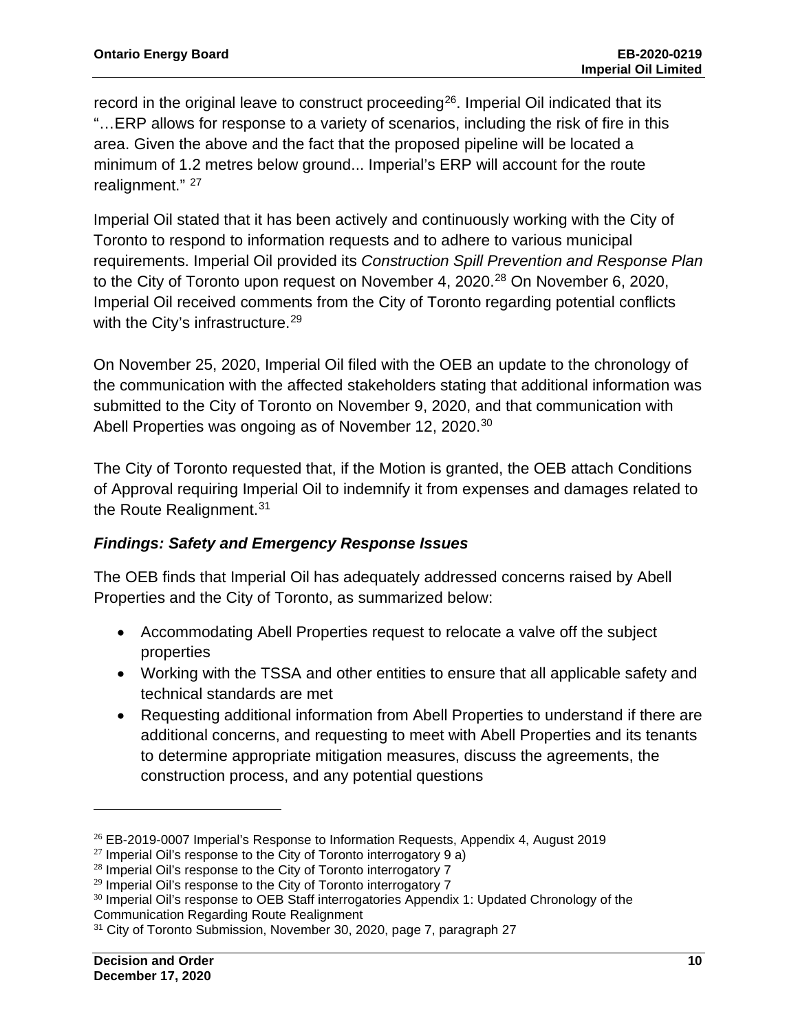record in the original leave to construct proceeding[26]. Imperial Oil indicated that its "…ERP allows for response to a variety of scenarios, including the risk of fire in this area. Given the above and the fact that the proposed pipeline will be located a minimum of 1.2 metres below ground... Imperial's ERP will account for the route realignment." [27]

Imperial Oil stated that it has been actively and continuously working with the City of Toronto to respond to information requests and to adhere to various municipal requirements. Imperial Oil provided its *Construction Spill Prevention and Response Plan* to the City of Toronto upon request on November 4, 2020.[28] On November 6, 2020, Imperial Oil received comments from the City of Toronto regarding potential conflicts with the City's infrastructure.[29]

On November 25, 2020, Imperial Oil filed with the OEB an update to the chronology of the communication with the affected stakeholders stating that additional information was submitted to the City of Toronto on November 9, 2020, and that communication with Abell Properties was ongoing as of November 12, 2020.[30]

The City of Toronto requested that, if the Motion is granted, the OEB attach Conditions of Approval requiring Imperial Oil to indemnify it from expenses and damages related to the Route Realignment.[31]

***Findings: Safety and Emergency Response Issues***

The OEB finds that Imperial Oil has adequately addressed concerns raised by Abell Properties and the City of Toronto, as summarized below:

- Accommodating Abell Properties request to relocate a valve off the subject properties
- Working with the TSSA and other entities to ensure that all applicable safety and technical standards are met
- Requesting additional information from Abell Properties to understand if there are additional concerns, and requesting to meet with Abell Properties and its tenants to determine appropriate mitigation measures, discuss the agreements, the construction process, and any potential questions

---

[26] EB-2019-0007 Imperial's Response to Information Requests, Appendix 4, August 2019
[27] Imperial Oil's response to the City of Toronto interrogatory 9 a)
[28] Imperial Oil's response to the City of Toronto interrogatory 7
[29] Imperial Oil's response to the City of Toronto interrogatory 7
[30] Imperial Oil's response to OEB Staff interrogatories Appendix 1: Updated Chronology of the Communication Regarding Route Realignment
[31] City of Toronto Submission, November 30, 2020, page 7, paragraph 27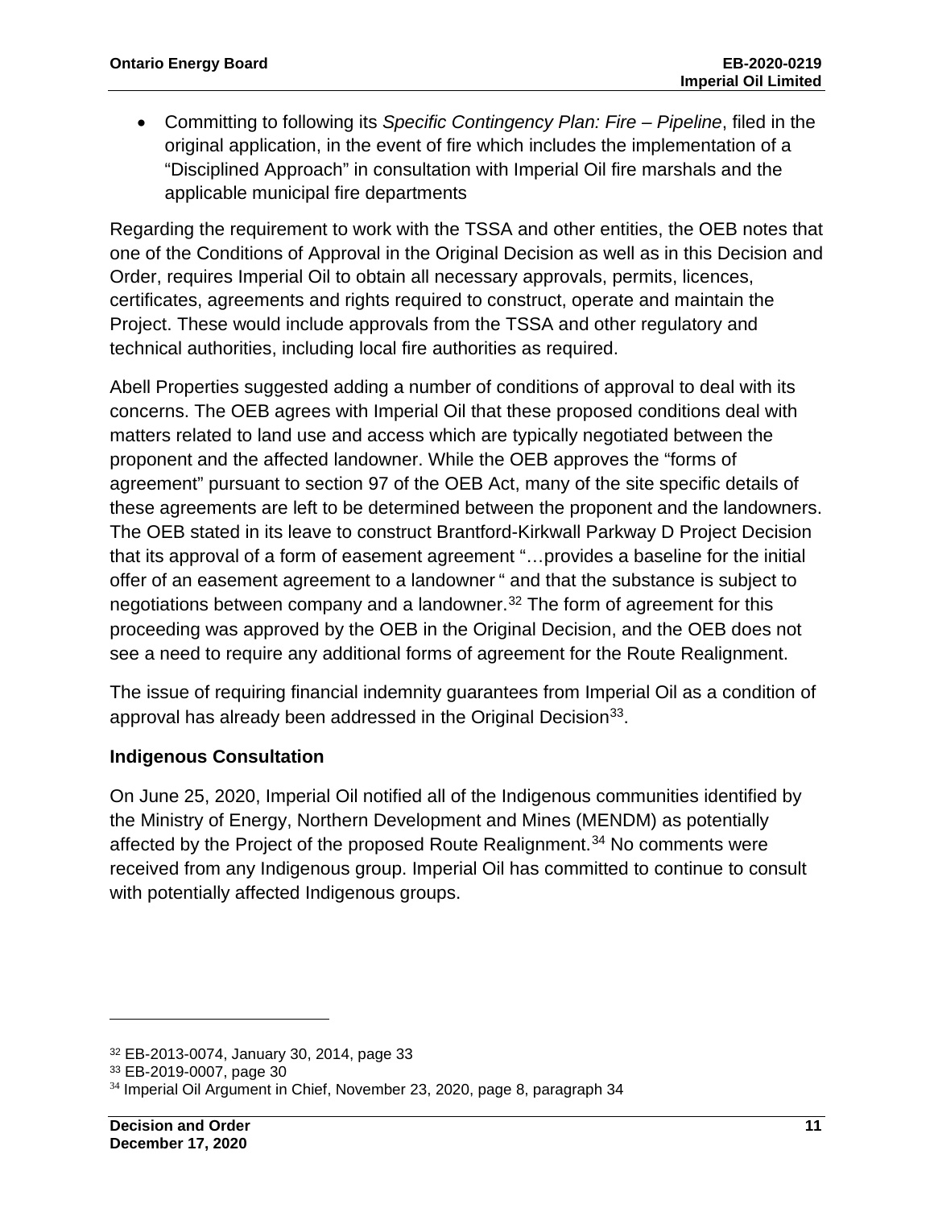- Committing to following its *Specific Contingency Plan: Fire – Pipeline*, filed in the original application, in the event of fire which includes the implementation of a "Disciplined Approach" in consultation with Imperial Oil fire marshals and the applicable municipal fire departments

Regarding the requirement to work with the TSSA and other entities, the OEB notes that one of the Conditions of Approval in the Original Decision as well as in this Decision and Order, requires Imperial Oil to obtain all necessary approvals, permits, licences, certificates, agreements and rights required to construct, operate and maintain the Project. These would include approvals from the TSSA and other regulatory and technical authorities, including local fire authorities as required.

Abell Properties suggested adding a number of conditions of approval to deal with its concerns. The OEB agrees with Imperial Oil that these proposed conditions deal with matters related to land use and access which are typically negotiated between the proponent and the affected landowner. While the OEB approves the "forms of agreement" pursuant to section 97 of the OEB Act, many of the site specific details of these agreements are left to be determined between the proponent and the landowners. The OEB stated in its leave to construct Brantford-Kirkwall Parkway D Project Decision that its approval of a form of easement agreement "…provides a baseline for the initial offer of an easement agreement to a landowner" and that the substance is subject to negotiations between company and a landowner.[32] The form of agreement for this proceeding was approved by the OEB in the Original Decision, and the OEB does not see a need to require any additional forms of agreement for the Route Realignment.

The issue of requiring financial indemnity guarantees from Imperial Oil as a condition of approval has already been addressed in the Original Decision[33].

### Indigenous Consultation

On June 25, 2020, Imperial Oil notified all of the Indigenous communities identified by the Ministry of Energy, Northern Development and Mines (MENDM) as potentially affected by the Project of the proposed Route Realignment.[34] No comments were received from any Indigenous group. Imperial Oil has committed to continue to consult with potentially affected Indigenous groups.

---

[32] EB-2013-0074, January 30, 2014, page 33

[33] EB-2019-0007, page 30

[34] Imperial Oil Argument in Chief, November 23, 2020, page 8, paragraph 34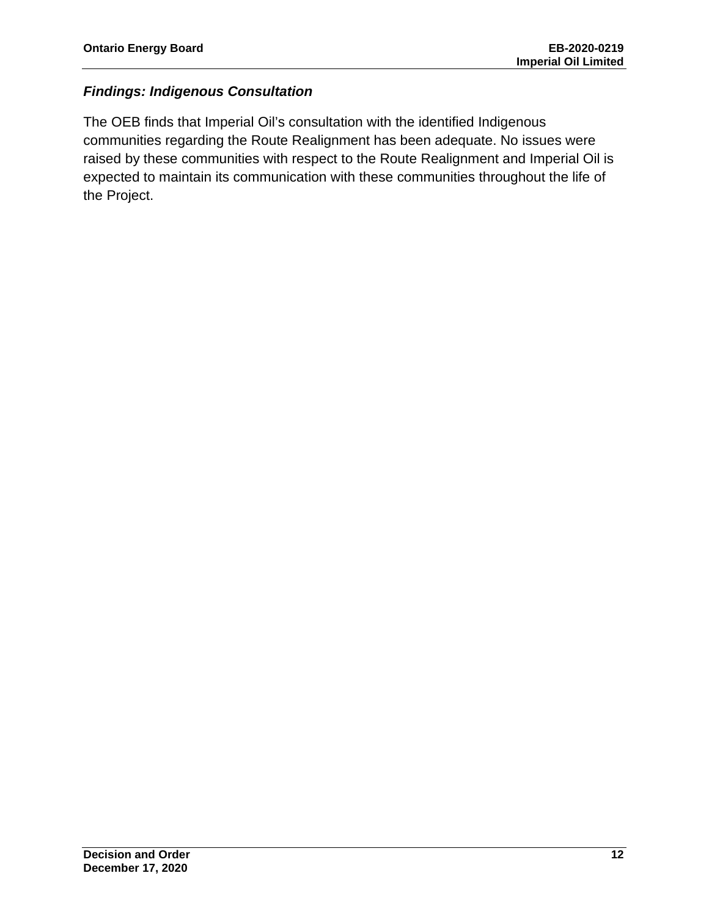### *Findings: Indigenous Consultation*

The OEB finds that Imperial Oil's consultation with the identified Indigenous communities regarding the Route Realignment has been adequate. No issues were raised by these communities with respect to the Route Realignment and Imperial Oil is expected to maintain its communication with these communities throughout the life of the Project.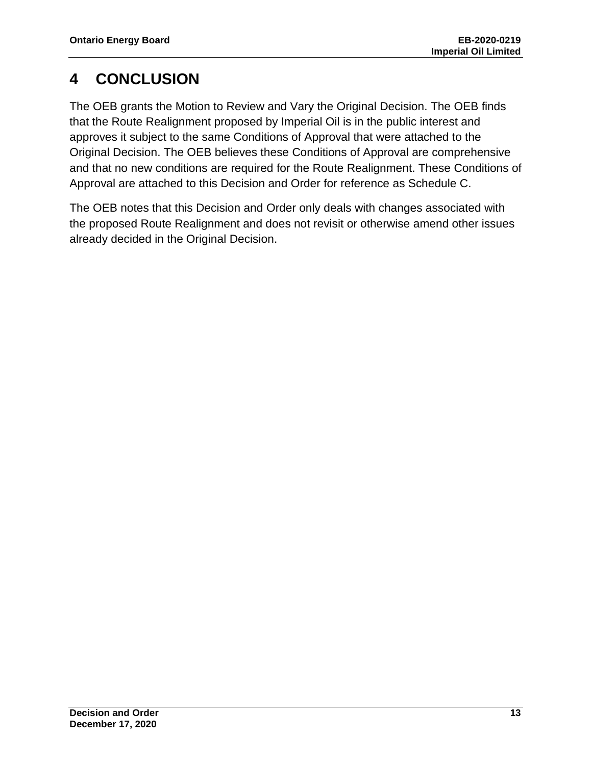# 4 CONCLUSION

The OEB grants the Motion to Review and Vary the Original Decision. The OEB finds that the Route Realignment proposed by Imperial Oil is in the public interest and approves it subject to the same Conditions of Approval that were attached to the Original Decision. The OEB believes these Conditions of Approval are comprehensive and that no new conditions are required for the Route Realignment. These Conditions of Approval are attached to this Decision and Order for reference as Schedule C.

The OEB notes that this Decision and Order only deals with changes associated with the proposed Route Realignment and does not revisit or otherwise amend other issues already decided in the Original Decision.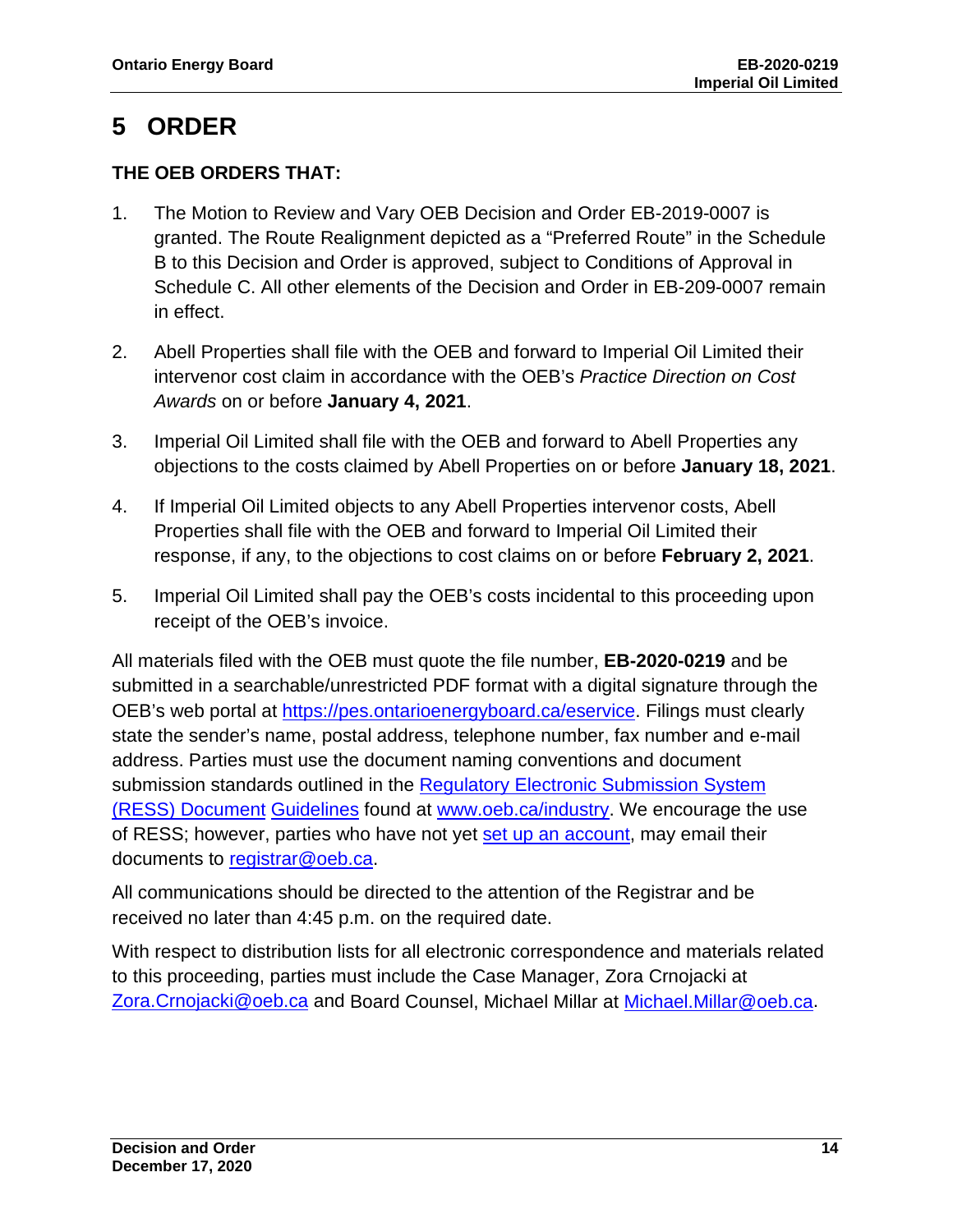# 5 ORDER

**THE OEB ORDERS THAT:**

1. The Motion to Review and Vary OEB Decision and Order EB-2019-0007 is granted. The Route Realignment depicted as a "Preferred Route" in the Schedule B to this Decision and Order is approved, subject to Conditions of Approval in Schedule C. All other elements of the Decision and Order in EB-209-0007 remain in effect.

2. Abell Properties shall file with the OEB and forward to Imperial Oil Limited their intervenor cost claim in accordance with the OEB's *Practice Direction on Cost Awards* on or before **January 4, 2021**.

3. Imperial Oil Limited shall file with the OEB and forward to Abell Properties any objections to the costs claimed by Abell Properties on or before **January 18, 2021**.

4. If Imperial Oil Limited objects to any Abell Properties intervenor costs, Abell Properties shall file with the OEB and forward to Imperial Oil Limited their response, if any, to the objections to cost claims on or before **February 2, 2021**.

5. Imperial Oil Limited shall pay the OEB's costs incidental to this proceeding upon receipt of the OEB's invoice.

All materials filed with the OEB must quote the file number, **EB-2020-0219** and be submitted in a searchable/unrestricted PDF format with a digital signature through the OEB's web portal at https://pes.ontarioenergyboard.ca/eservice. Filings must clearly state the sender's name, postal address, telephone number, fax number and e-mail address. Parties must use the document naming conventions and document submission standards outlined in the Regulatory Electronic Submission System (RESS) Document Guidelines found at www.oeb.ca/industry. We encourage the use of RESS; however, parties who have not yet set up an account, may email their documents to registrar@oeb.ca.

All communications should be directed to the attention of the Registrar and be received no later than 4:45 p.m. on the required date.

With respect to distribution lists for all electronic correspondence and materials related to this proceeding, parties must include the Case Manager, Zora Crnojacki at Zora.Crnojacki@oeb.ca and Board Counsel, Michael Millar at Michael.Millar@oeb.ca.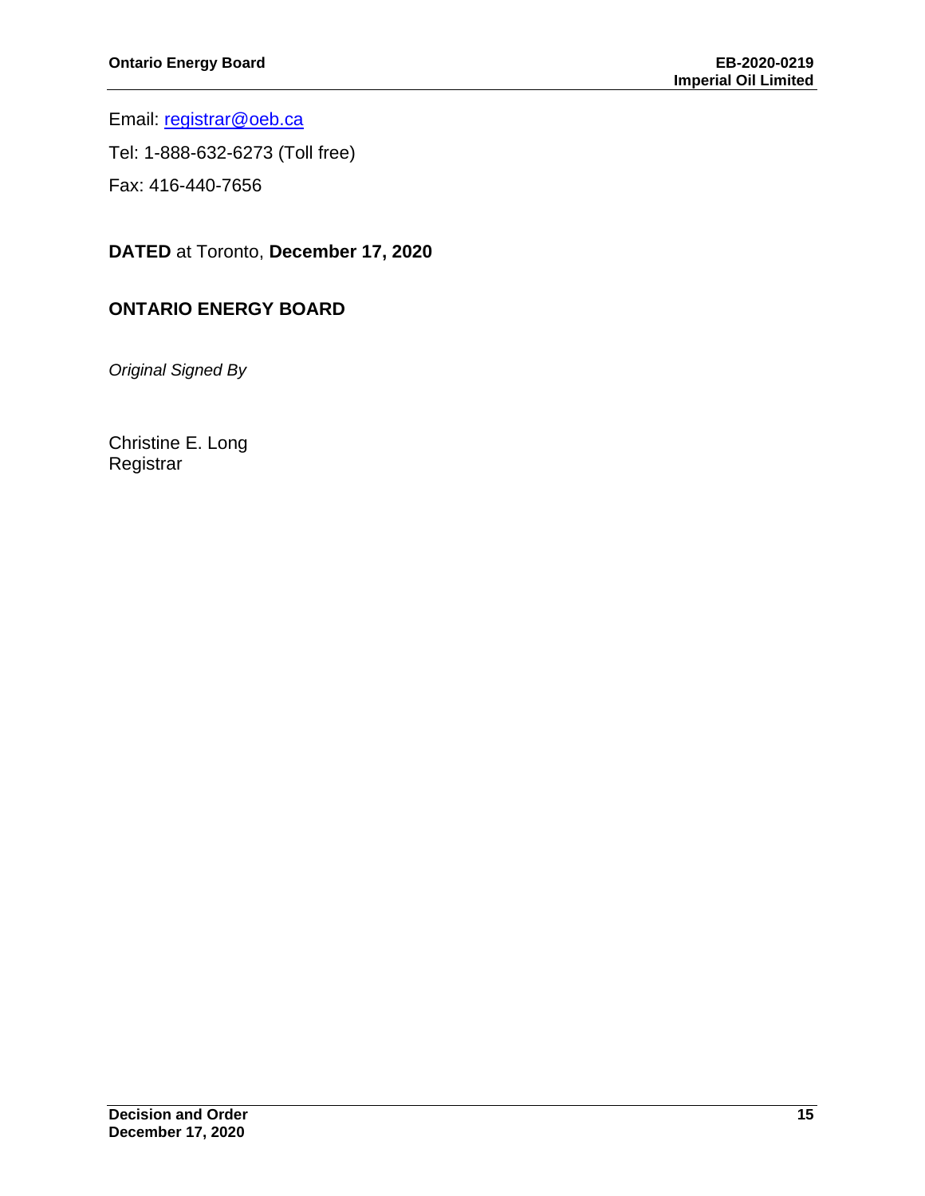Email: [registrar@oeb.ca](mailto:registrar@oeb.ca)

Tel: 1-888-632-6273 (Toll free)

Fax: 416-440-7656

**DATED** at Toronto, **December 17, 2020**

**ONTARIO ENERGY BOARD**

*Original Signed By*

Christine E. Long
Registrar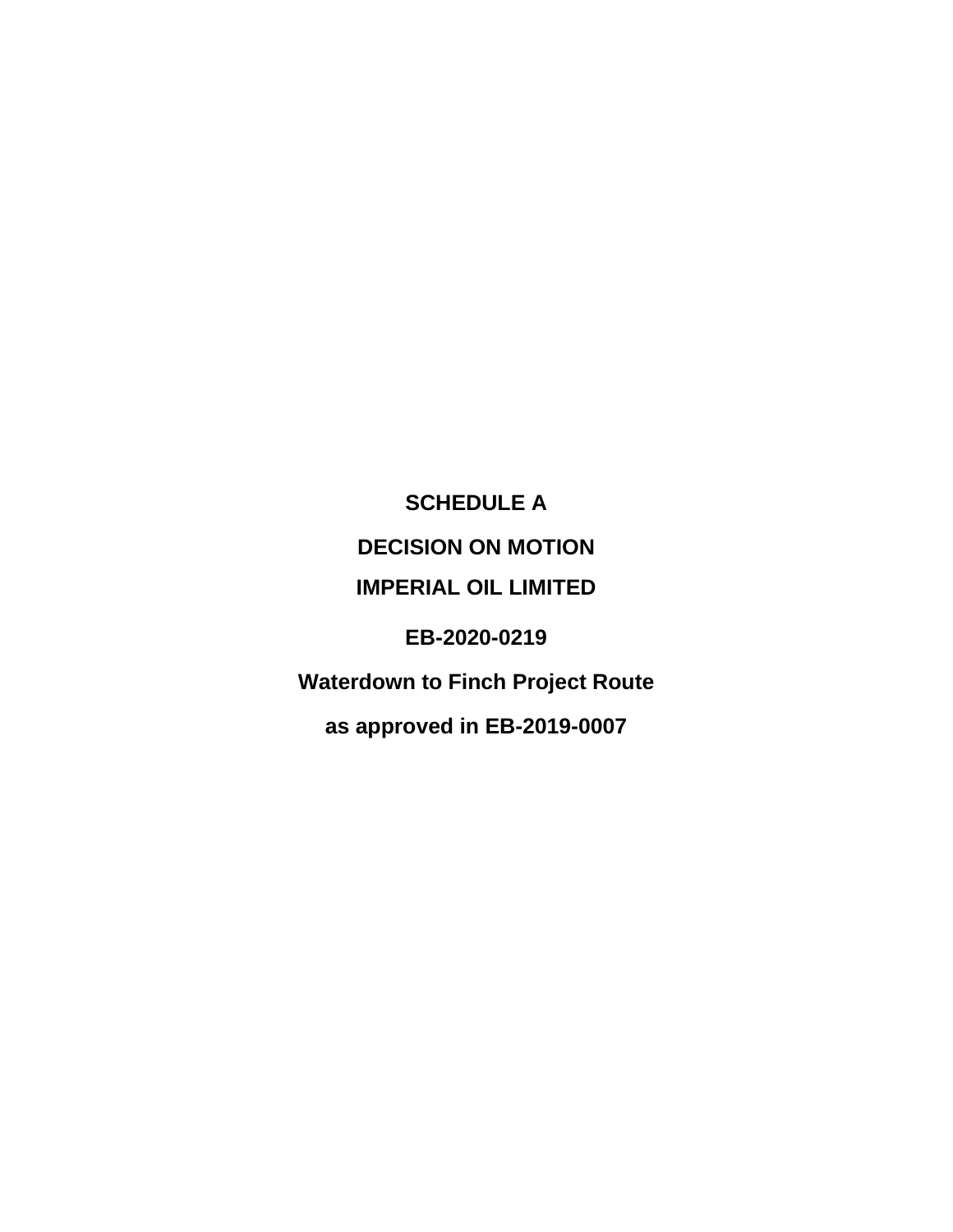**SCHEDULE A**

**DECISION ON MOTION**

**IMPERIAL OIL LIMITED**

**EB-2020-0219**

**Waterdown to Finch Project Route**

**as approved in EB-2019-0007**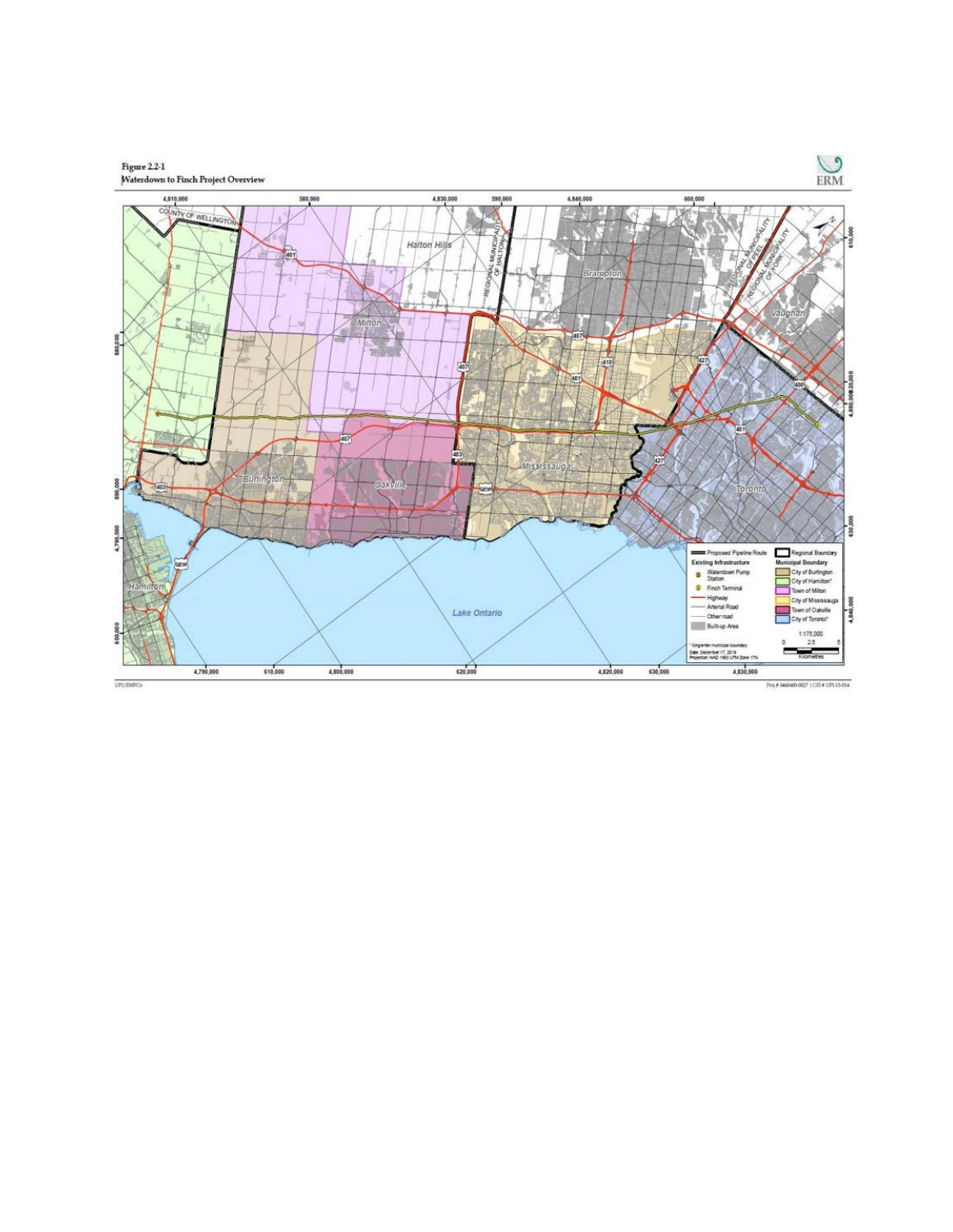Figure 2.2-1
Waterdown to Finch Project Overview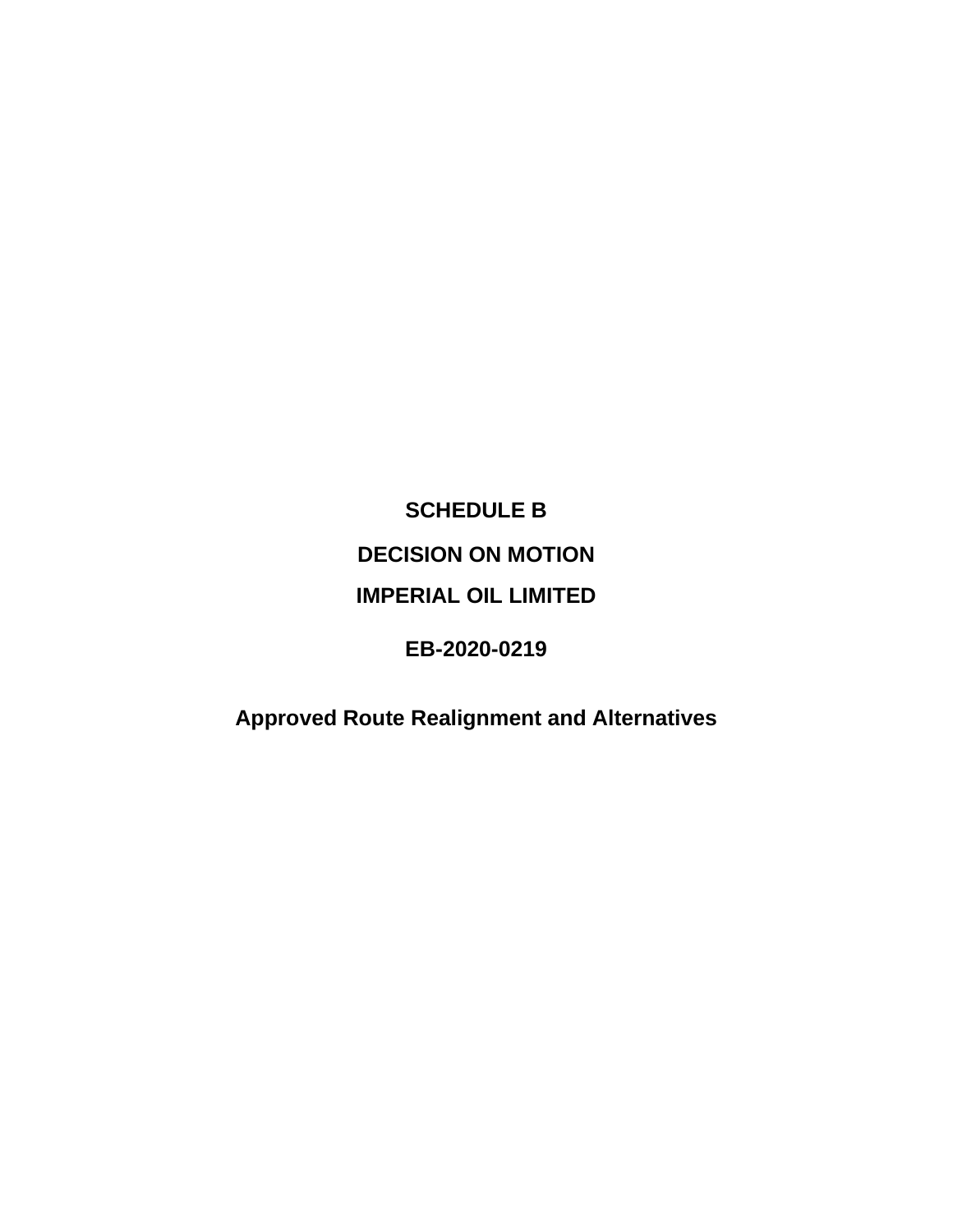# SCHEDULE B

# DECISION ON MOTION

# IMPERIAL OIL LIMITED

# EB-2020-0219

## Approved Route Realignment and Alternatives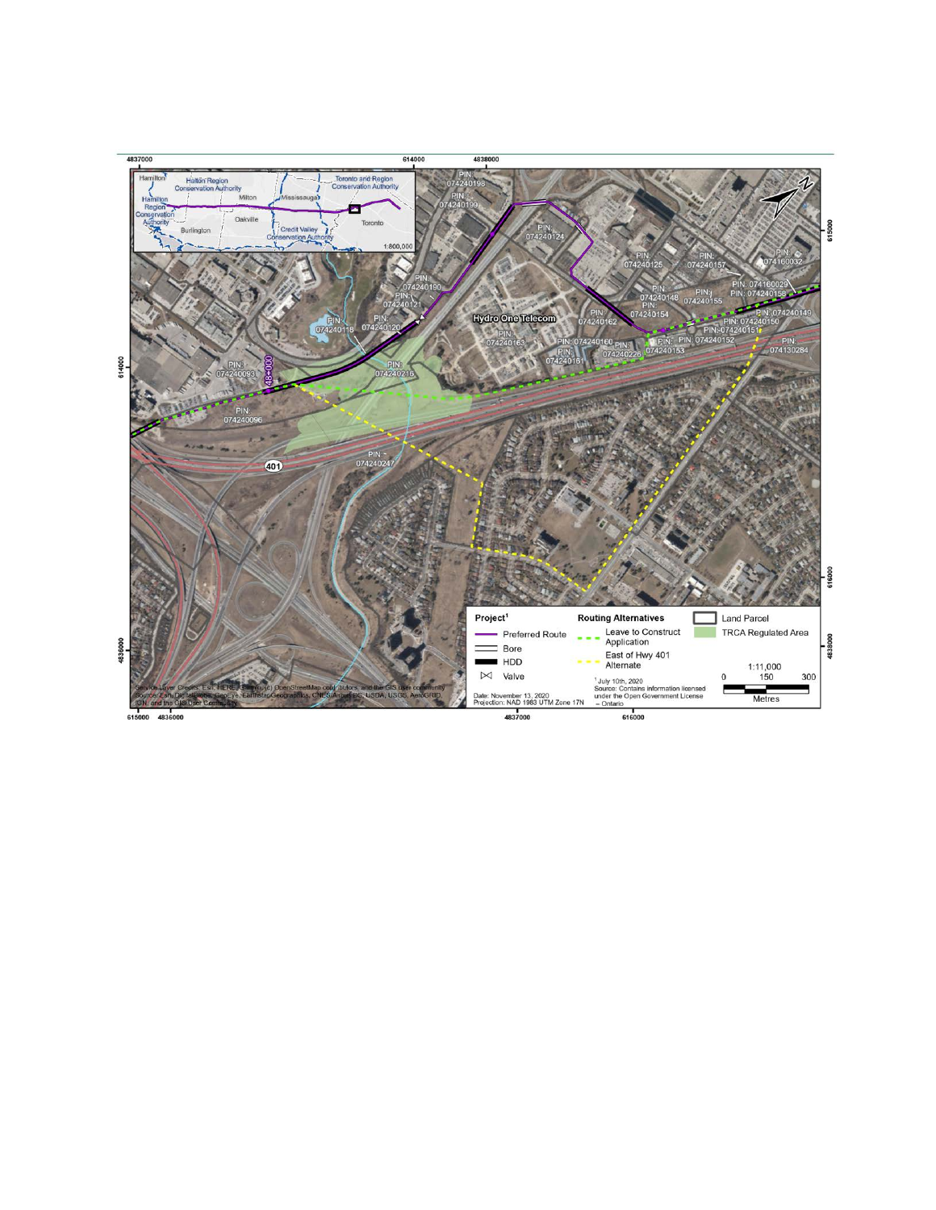**Project**[1]

- Preferred Route
- Bore
- HDD
- Valve

**Routing Alternatives**

- Leave to Construct Application
- East of Hwy 401 Alternate

- Land Parcel
- TRCA Regulated Area

[1] July 10th, 2020
Source: Contains information licensed under the Open Government License – Ontario

1:11,000

0 150 300

Metres

Date: November 13, 2020
Projection: NAD 1983 UTM Zone 17N

Service Layer Credits: Esri, HERE, Garmin, (c) OpenStreetMap contributors, and the GIS user community
Source: Esri, DigitalGlobe, GeoEye, Earthstar Geographics, CNES/Airbus DS, USDA, USGS, AeroGRID, IGN, and the GIS User Community

Hamilton, Halton Region Conservation Authority, Hamilton Region Conservation Authority, Milton, Mississauga, Toronto and Region Conservation Authority, Oakville, Burlington, Credit Valley Conservation Authority, Toronto

1:800,000

Hydro One Telecom

401

48+000

PIN: 074240198
PIN: 074240199
PIN: 074240124
PIN: 074240125
PIN: 074240157
PIN: 074160032
PIN: 074160029
PIN: 074240158
PIN: 074240190
PIN: 074240121
PIN: 074240148
PIN: 074240155
PIN: 074240154
PIN: 074240149
PIN: 074240150
PIN: 074240118
PIN: 074240120
PIN: 074240162
PIN: 074240151
PIN: 074240163
PIN: 074240160
PIN: 074240152
PIN: 074240226
PIN: 074240153
PIN: 074130284
PIN: 074240161
PIN: 074240093
PIN: 074240216
PIN: 074240096
PIN: 074240247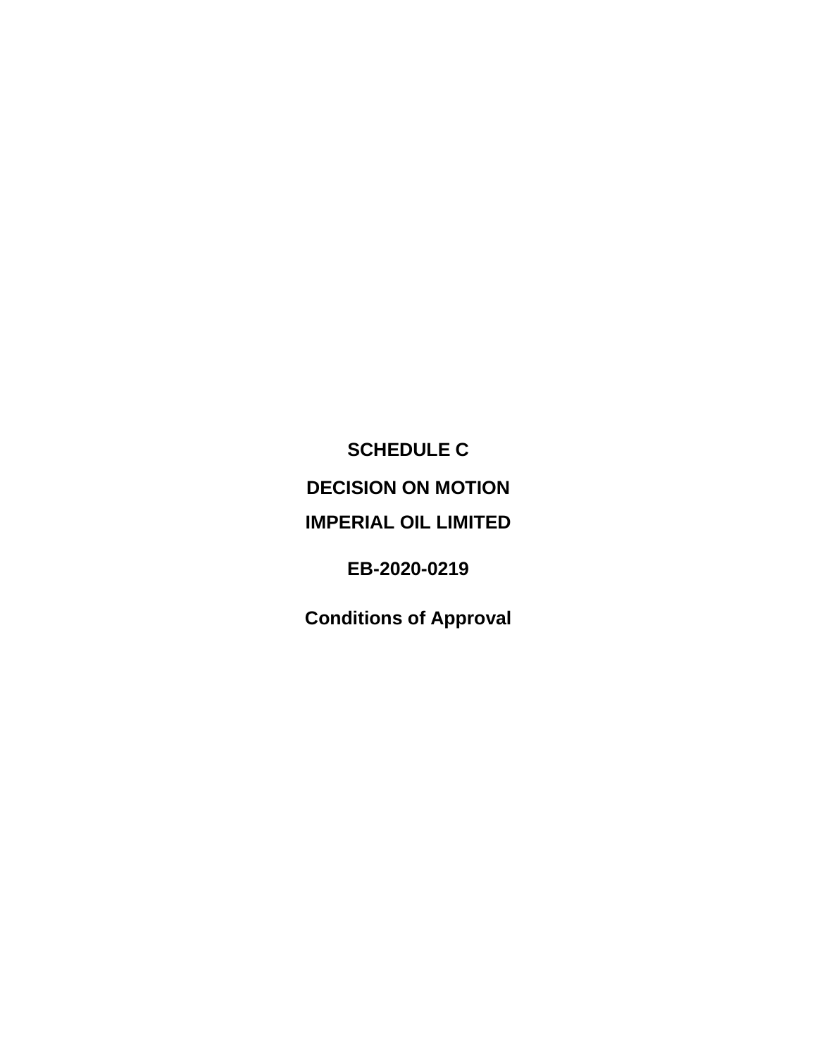# SCHEDULE C

# DECISION ON MOTION

# IMPERIAL OIL LIMITED

# EB-2020-0219

# Conditions of Approval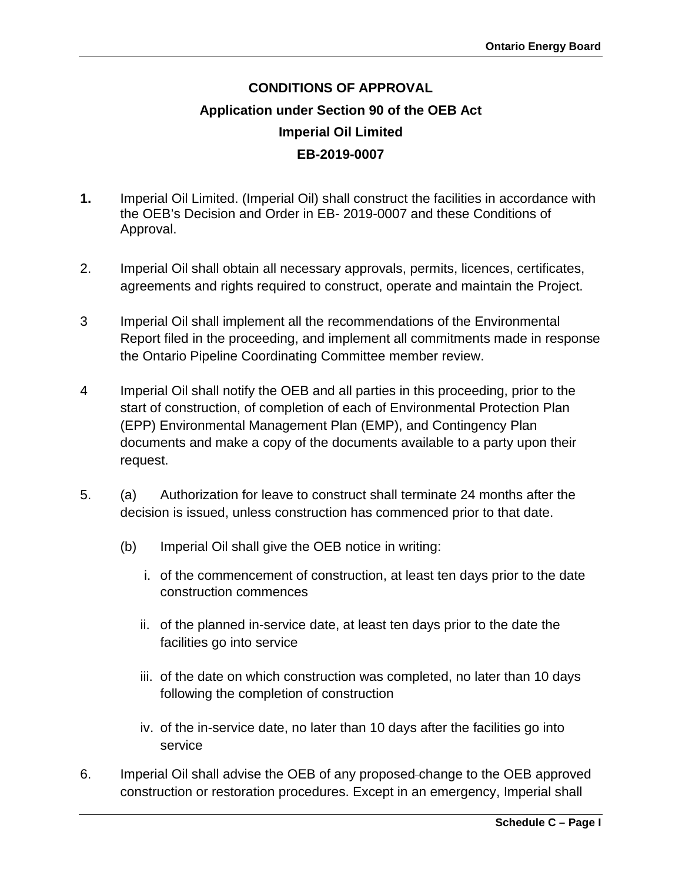# CONDITIONS OF APPROVAL

## Application under Section 90 of the OEB Act

## Imperial Oil Limited

## EB-2019-0007

**1.** Imperial Oil Limited. (Imperial Oil) shall construct the facilities in accordance with the OEB's Decision and Order in EB- 2019-0007 and these Conditions of Approval.

2. Imperial Oil shall obtain all necessary approvals, permits, licences, certificates, agreements and rights required to construct, operate and maintain the Project.

3 Imperial Oil shall implement all the recommendations of the Environmental Report filed in the proceeding, and implement all commitments made in response the Ontario Pipeline Coordinating Committee member review.

4 Imperial Oil shall notify the OEB and all parties in this proceeding, prior to the start of construction, of completion of each of Environmental Protection Plan (EPP) Environmental Management Plan (EMP), and Contingency Plan documents and make a copy of the documents available to a party upon their request.

5. (a) Authorization for leave to construct shall terminate 24 months after the decision is issued, unless construction has commenced prior to that date.

   (b) Imperial Oil shall give the OEB notice in writing:

   i. of the commencement of construction, at least ten days prior to the date construction commences

   ii. of the planned in-service date, at least ten days prior to the date the facilities go into service

   iii. of the date on which construction was completed, no later than 10 days following the completion of construction

   iv. of the in-service date, no later than 10 days after the facilities go into service

6. Imperial Oil shall advise the OEB of any proposed change to the OEB approved construction or restoration procedures. Except in an emergency, Imperial shall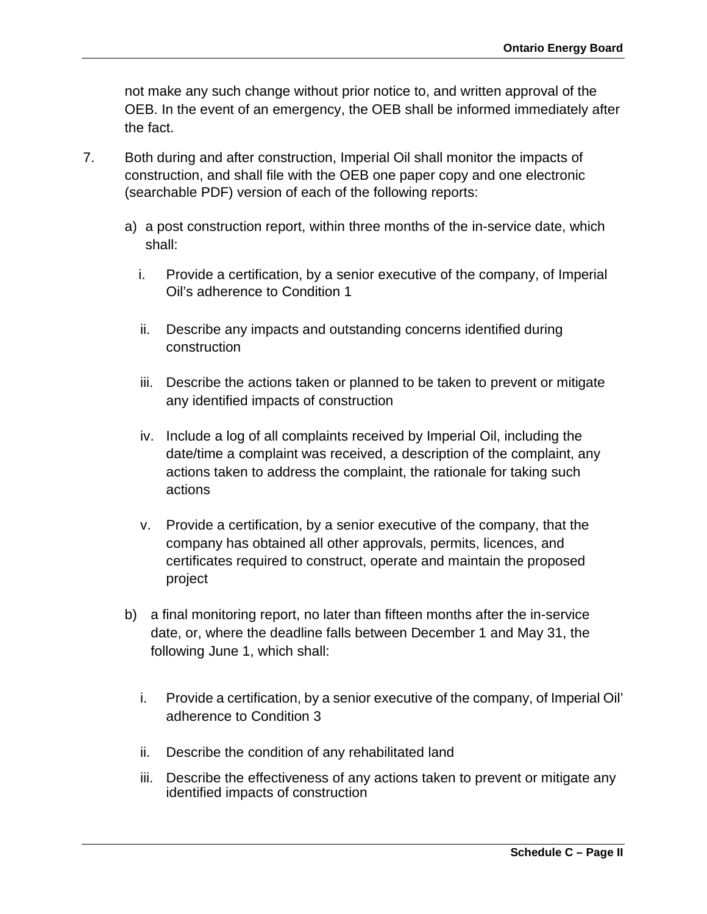not make any such change without prior notice to, and written approval of the OEB. In the event of an emergency, the OEB shall be informed immediately after the fact.

7. Both during and after construction, Imperial Oil shall monitor the impacts of construction, and shall file with the OEB one paper copy and one electronic (searchable PDF) version of each of the following reports:

   a) a post construction report, within three months of the in-service date, which shall:

      i. Provide a certification, by a senior executive of the company, of Imperial Oil's adherence to Condition 1

      ii. Describe any impacts and outstanding concerns identified during construction

      iii. Describe the actions taken or planned to be taken to prevent or mitigate any identified impacts of construction

      iv. Include a log of all complaints received by Imperial Oil, including the date/time a complaint was received, a description of the complaint, any actions taken to address the complaint, the rationale for taking such actions

      v. Provide a certification, by a senior executive of the company, that the company has obtained all other approvals, permits, licences, and certificates required to construct, operate and maintain the proposed project

   b) a final monitoring report, no later than fifteen months after the in-service date, or, where the deadline falls between December 1 and May 31, the following June 1, which shall:

      i. Provide a certification, by a senior executive of the company, of Imperial Oil' adherence to Condition 3

      ii. Describe the condition of any rehabilitated land

      iii. Describe the effectiveness of any actions taken to prevent or mitigate any identified impacts of construction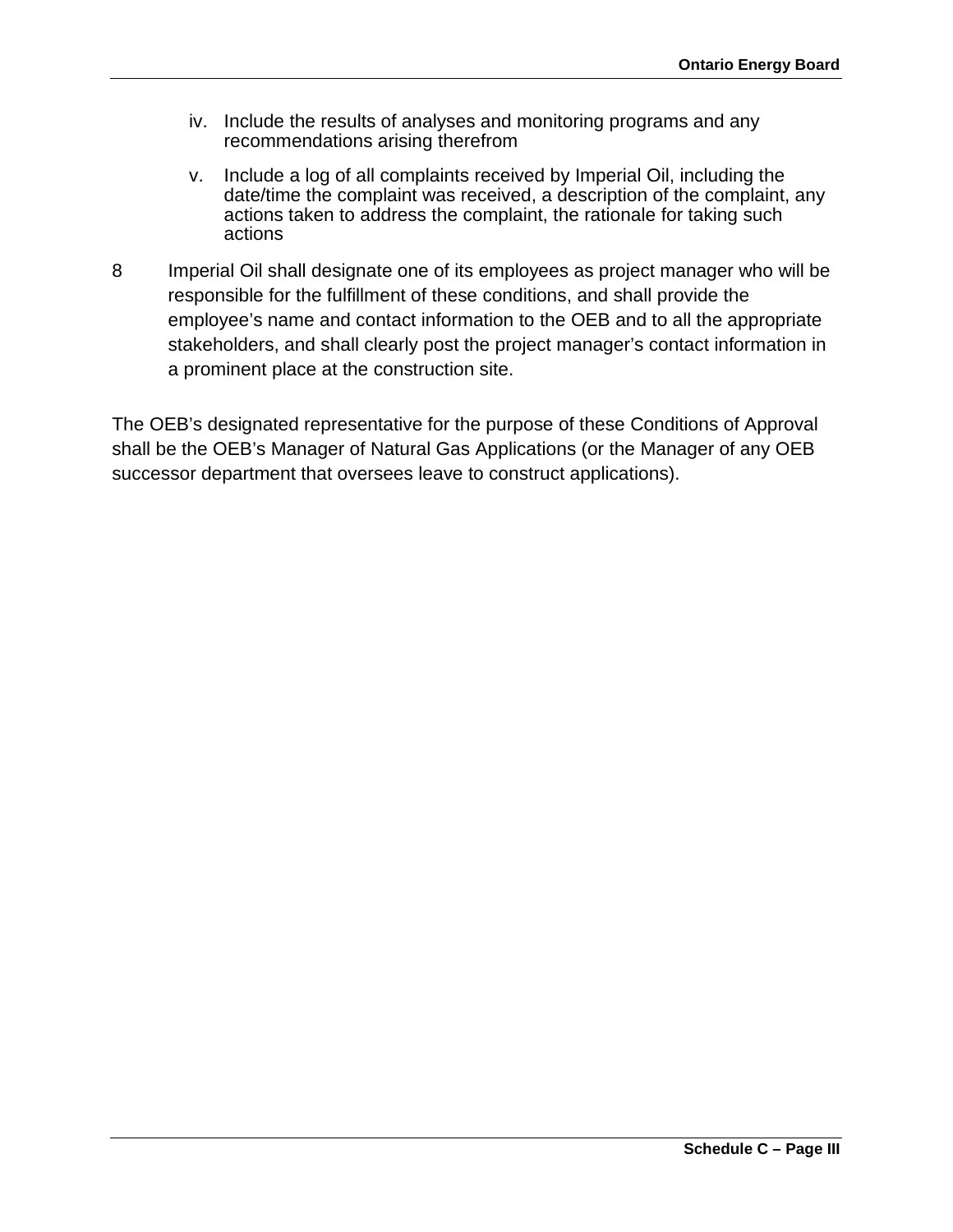iv. Include the results of analyses and monitoring programs and any recommendations arising therefrom

   v. Include a log of all complaints received by Imperial Oil, including the date/time the complaint was received, a description of the complaint, any actions taken to address the complaint, the rationale for taking such actions

8. Imperial Oil shall designate one of its employees as project manager who will be responsible for the fulfillment of these conditions, and shall provide the employee's name and contact information to the OEB and to all the appropriate stakeholders, and shall clearly post the project manager's contact information in a prominent place at the construction site.

The OEB's designated representative for the purpose of these Conditions of Approval shall be the OEB's Manager of Natural Gas Applications (or the Manager of any OEB successor department that oversees leave to construct applications).